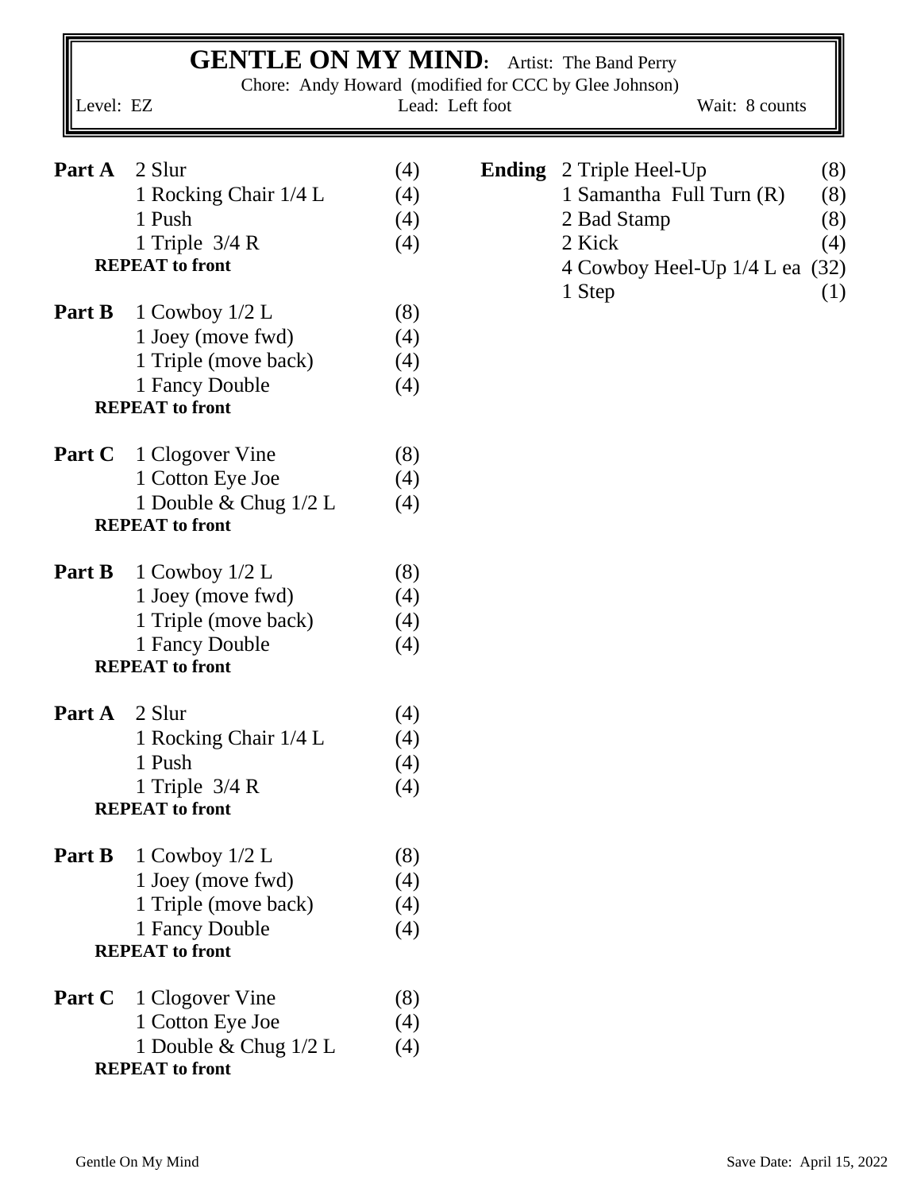# GENTLE ON MY MIND: Artist: The Band Perry

Chore: Andy Howard (modified for CCC by Glee Johnson)

Level: EZ | Lead: Left foot | Wait: 8 counts

**Part A**

| Step | Counts |
|---|---|
| 2 Slur | (4) |
| 1 Rocking Chair 1/4 L | (4) |
| 1 Push | (4) |
| 1 Triple 3/4 R | (4) |

**REPEAT to front**

**Part B**

| Step | Counts |
|---|---|
| 1 Cowboy 1/2 L | (8) |
| 1 Joey (move fwd) | (4) |
| 1 Triple (move back) | (4) |
| 1 Fancy Double | (4) |

**REPEAT to front**

**Part C**

| Step | Counts |
|---|---|
| 1 Clogover Vine | (8) |
| 1 Cotton Eye Joe | (4) |
| 1 Double & Chug 1/2 L | (4) |

**REPEAT to front**

**Part B**

| Step | Counts |
|---|---|
| 1 Cowboy 1/2 L | (8) |
| 1 Joey (move fwd) | (4) |
| 1 Triple (move back) | (4) |
| 1 Fancy Double | (4) |

**REPEAT to front**

**Part A**

| Step | Counts |
|---|---|
| 2 Slur | (4) |
| 1 Rocking Chair 1/4 L | (4) |
| 1 Push | (4) |
| 1 Triple 3/4 R | (4) |

**REPEAT to front**

**Part B**

| Step | Counts |
|---|---|
| 1 Cowboy 1/2 L | (8) |
| 1 Joey (move fwd) | (4) |
| 1 Triple (move back) | (4) |
| 1 Fancy Double | (4) |

**REPEAT to front**

**Part C**

| Step | Counts |
|---|---|
| 1 Clogover Vine | (8) |
| 1 Cotton Eye Joe | (4) |
| 1 Double & Chug 1/2 L | (4) |

**REPEAT to front**

**Ending**

| Step | Counts |
|---|---|
| 2 Triple Heel-Up | (8) |
| 1 Samantha Full Turn (R) | (8) |
| 2 Bad Stamp | (8) |
| 2 Kick | (4) |
| 4 Cowboy Heel-Up 1/4 L ea | (32) |
| 1 Step | (1) |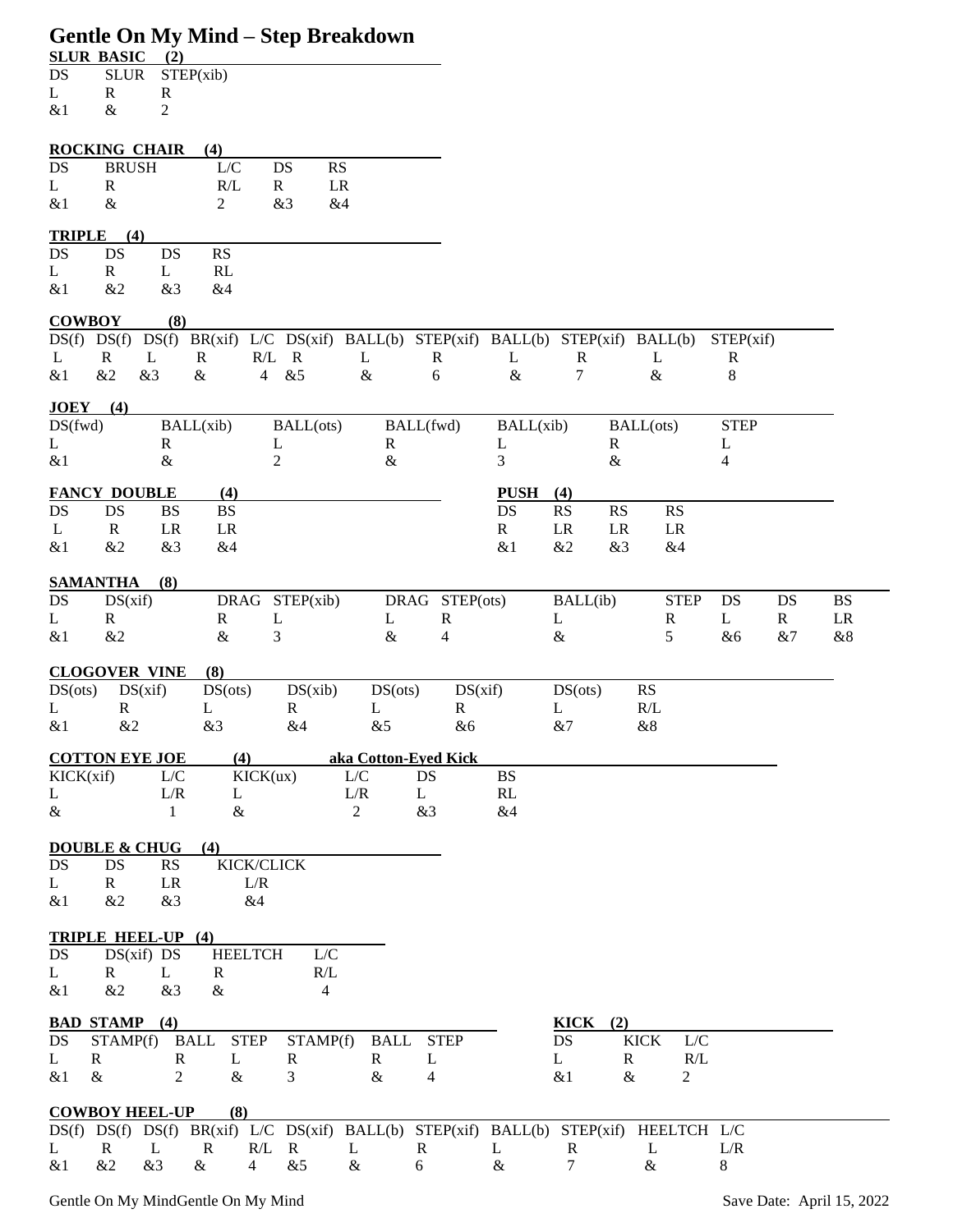# Gentle On My Mind – Step Breakdown

**SLUR BASIC (2)**

| | | |
|---|---|---|
| DS | SLUR | STEP(xib) |
| L | R | R |
| &1 | & | 2 |

**ROCKING CHAIR (4)**

| | | | | |
|---|---|---|---|---|
| DS | BRUSH | L/C | DS | RS |
| L | R | R/L | R | LR |
| &1 | & | 2 | &3 | &4 |

**TRIPLE (4)**

| | | | |
|---|---|---|---|
| DS | DS | DS | RS |
| L | R | L | RL |
| &1 | &2 | &3 | &4 |

**COWBOY (8)**

| | | | | | | | | | | | |
|---|---|---|---|---|---|---|---|---|---|---|---|
| DS(f) | DS(f) | DS(f) | BR(xif) | L/C | DS(xif) | BALL(b) | STEP(xif) | BALL(b) | STEP(xif) | BALL(b) | STEP(xif) |
| L | R | L | R | R/L | R | L | R | L | R | L | R |
| &1 | &2 | &3 | & | 4 | &5 | & | 6 | & | 7 | & | 8 |

**JOEY (4)**

| | | | | | | |
|---|---|---|---|---|---|---|
| DS(fwd) | BALL(xib) | BALL(ots) | BALL(fwd) | BALL(xib) | BALL(ots) | STEP |
| L | R | L | R | L | R | L |
| &1 | & | 2 | & | 3 | & | 4 |

**FANCY DOUBLE (4)**

| | | | |
|---|---|---|---|
| DS | DS | BS | BS |
| L | R | LR | LR |
| &1 | &2 | &3 | &4 |

**PUSH (4)**

| | | | |
|---|---|---|---|
| DS | RS | RS | RS |
| R | LR | LR | LR |
| &1 | &2 | &3 | &4 |

**SAMANTHA (8)**

| | | | | | | | | | | |
|---|---|---|---|---|---|---|---|---|---|---|
| DS | DS(xif) | DRAG | STEP(xib) | DRAG | STEP(ots) | BALL(ib) | STEP | DS | DS | BS |
| L | R | R | L | L | R | L | R | L | R | LR |
| &1 | &2 | & | 3 | & | 4 | & | 5 | &6 | &7 | &8 |

**CLOGOVER VINE (8)**

| | | | | | | | |
|---|---|---|---|---|---|---|---|
| DS(ots) | DS(xif) | DS(ots) | DS(xib) | DS(ots) | DS(xif) | DS(ots) | RS |
| L | R | L | R | L | R | L | R/L |
| &1 | &2 | &3 | &4 | &5 | &6 | &7 | &8 |

**COTTON EYE JOE (4)** **aka Cotton-Eyed Kick**

| | | | | | |
|---|---|---|---|---|---|
| KICK(xif) | L/C | KICK(ux) | L/C | DS | BS |
| L | L/R | L | L/R | L | RL |
| & | 1 | & | 2 | &3 | &4 |

**DOUBLE & CHUG (4)**

| | | | |
|---|---|---|---|
| DS | DS | RS | KICK/CLICK |
| L | R | LR | L/R |
| &1 | &2 | &3 | &4 |

**TRIPLE HEEL-UP (4)**

| | | | | |
|---|---|---|---|---|
| DS | DS(xif) | DS | HEELTCH | L/C |
| L | R | L | R | R/L |
| &1 | &2 | &3 | & | 4 |

**BAD STAMP (4)**

| | | | | | | |
|---|---|---|---|---|---|---|
| DS | STAMP(f) | BALL | STEP | STAMP(f) | BALL | STEP |
| L | R | R | L | R | R | L |
| &1 | & | 2 | & | 3 | & | 4 |

**KICK (2)**

| | | |
|---|---|---|
| DS | KICK | L/C |
| L | R | R/L |
| &1 | & | 2 |

**COWBOY HEEL-UP (8)**

| | | | | | | | | | | | |
|---|---|---|---|---|---|---|---|---|---|---|---|
| DS(f) | DS(f) | DS(f) | BR(xif) | L/C | DS(xif) | BALL(b) | STEP(xif) | BALL(b) | STEP(xif) | HEELTCH | L/C |
| L | R | L | R | R/L | R | L | R | L | R | L | L/R |
| &1 | &2 | &3 | & | 4 | &5 | & | 6 | & | 7 | & | 8 |